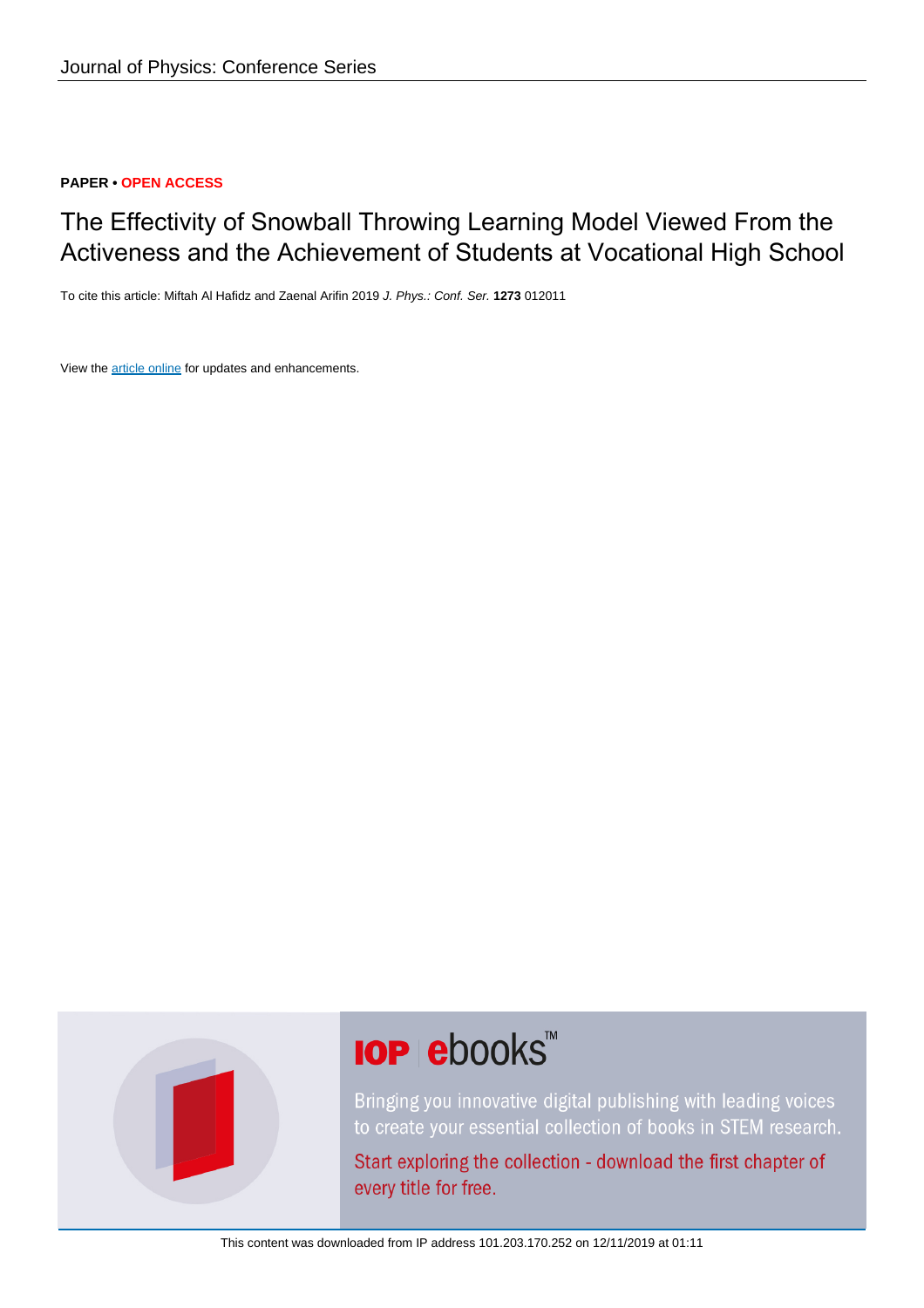**PAPER • OPEN ACCESS**

# The Effectivity of Snowball Throwing Learning Model Viewed From the Activeness and the Achievement of Students at Vocational High School

To cite this article: Miftah Al Hafidz and Zaenal Arifin 2019 *J. Phys.: Conf. Ser.* **1273** 012011

View the article online for updates and enhancements.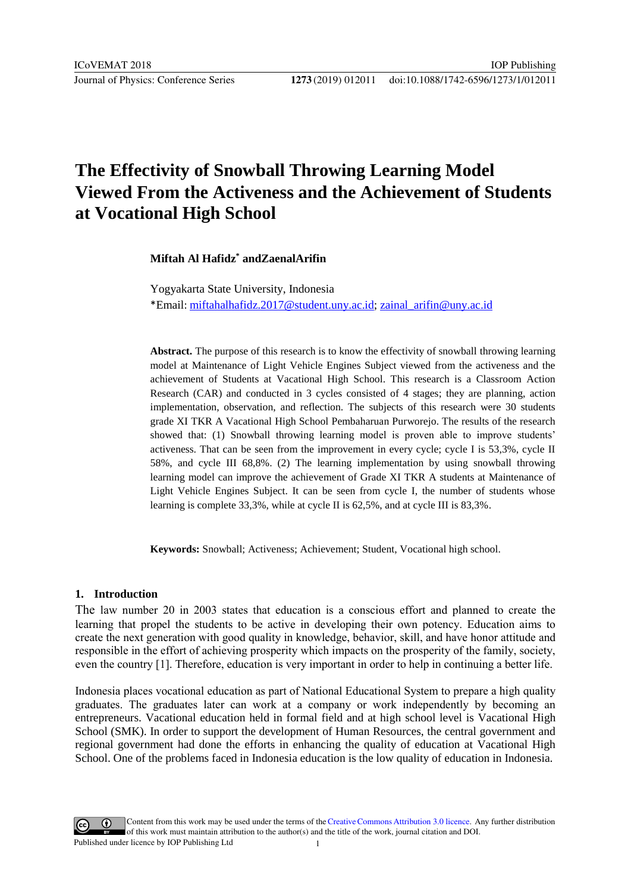# The Effectivity of Snowball Throwing Learning Model Viewed From the Activeness and the Achievement of Students at Vocational High School

**Miftah Al Hafidz* andZaenalArifin**

Yogyakarta State University, Indonesia

*Email: miftahalhafidz.2017@student.uny.ac.id; zainal_arifin@uny.ac.id

**Abstract.** The purpose of this research is to know the effectivity of snowball throwing learning model at Maintenance of Light Vehicle Engines Subject viewed from the activeness and the achievement of Students at Vacational High School. This research is a Classroom Action Research (CAR) and conducted in 3 cycles consisted of 4 stages; they are planning, action implementation, observation, and reflection. The subjects of this research were 30 students grade XI TKR A Vacational High School Pembaharuan Purworejo. The results of the research showed that: (1) Snowball throwing learning model is proven able to improve students' activeness. That can be seen from the improvement in every cycle; cycle I is 53,3%, cycle II 58%, and cycle III 68,8%. (2) The learning implementation by using snowball throwing learning model can improve the achievement of Grade XI TKR A students at Maintenance of Light Vehicle Engines Subject. It can be seen from cycle I, the number of students whose learning is complete 33,3%, while at cycle II is 62,5%, and at cycle III is 83,3%.

**Keywords:** Snowball; Activeness; Achievement; Student, Vocational high school.

## 1. Introduction

The law number 20 in 2003 states that education is a conscious effort and planned to create the learning that propel the students to be active in developing their own potency. Education aims to create the next generation with good quality in knowledge, behavior, skill, and have honor attitude and responsible in the effort of achieving prosperity which impacts on the prosperity of the family, society, even the country [1]. Therefore, education is very important in order to help in continuing a better life.

Indonesia places vocational education as part of National Educational System to prepare a high quality graduates. The graduates later can work at a company or work independently by becoming an entrepreneurs. Vacational education held in formal field and at high school level is Vacational High School (SMK). In order to support the development of Human Resources, the central government and regional government had done the efforts in enhancing the quality of education at Vacational High School. One of the problems faced in Indonesia education is the low quality of education in Indonesia.

Content from this work may be used under the terms of the Creative Commons Attribution 3.0 licence. Any further distribution of this work must maintain attribution to the author(s) and the title of the work, journal citation and DOI.
Published under licence by IOP Publishing Ltd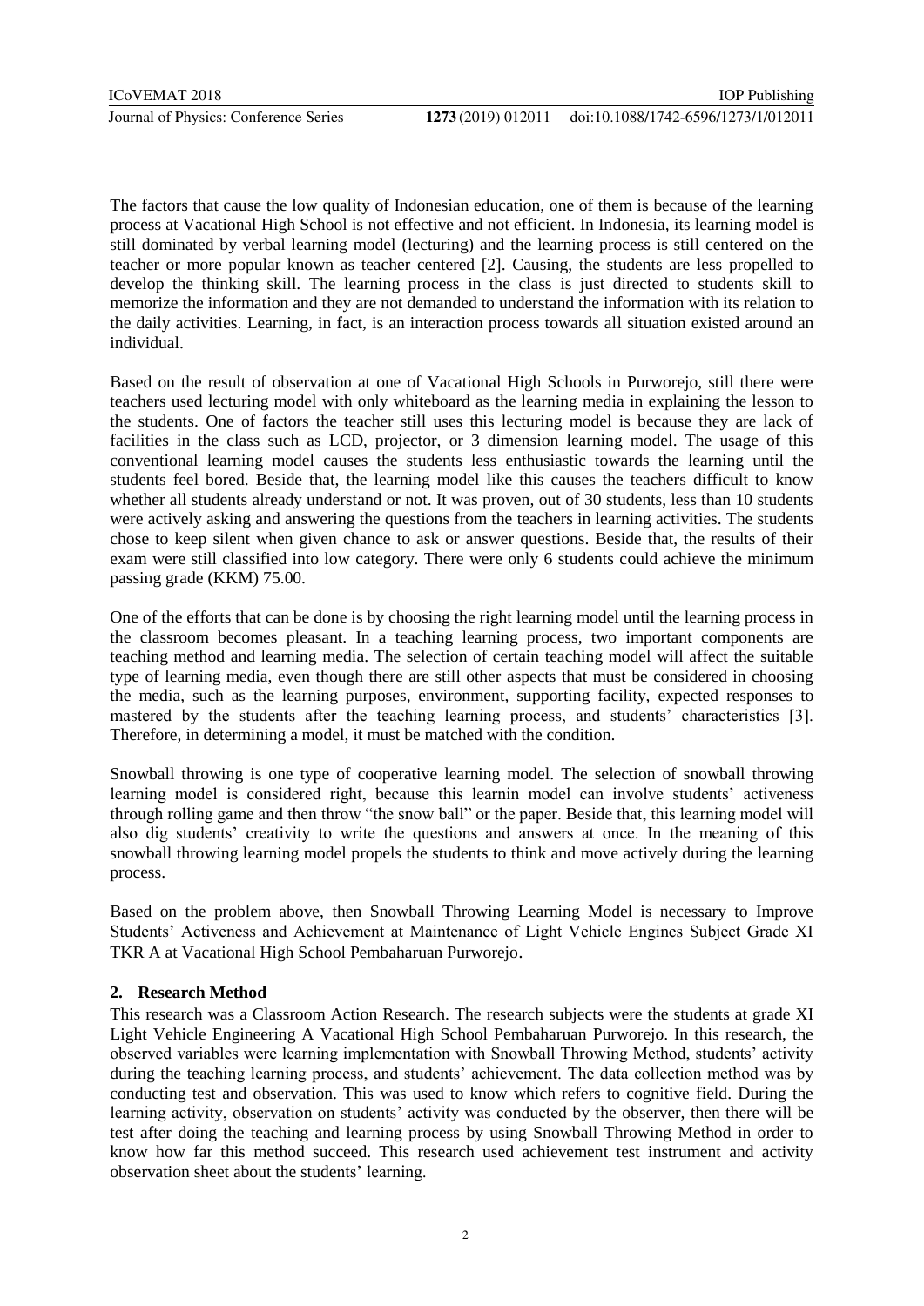The factors that cause the low quality of Indonesian education, one of them is because of the learning process at Vacational High School is not effective and not efficient. In Indonesia, its learning model is still dominated by verbal learning model (lecturing) and the learning process is still centered on the teacher or more popular known as teacher centered [2]. Causing, the students are less propelled to develop the thinking skill. The learning process in the class is just directed to students skill to memorize the information and they are not demanded to understand the information with its relation to the daily activities. Learning, in fact, is an interaction process towards all situation existed around an individual.

Based on the result of observation at one of Vacational High Schools in Purworejo, still there were teachers used lecturing model with only whiteboard as the learning media in explaining the lesson to the students. One of factors the teacher still uses this lecturing model is because they are lack of facilities in the class such as LCD, projector, or 3 dimension learning model. The usage of this conventional learning model causes the students less enthusiastic towards the learning until the students feel bored. Beside that, the learning model like this causes the teachers difficult to know whether all students already understand or not. It was proven, out of 30 students, less than 10 students were actively asking and answering the questions from the teachers in learning activities. The students chose to keep silent when given chance to ask or answer questions. Beside that, the results of their exam were still classified into low category. There were only 6 students could achieve the minimum passing grade (KKM) 75.00.

One of the efforts that can be done is by choosing the right learning model until the learning process in the classroom becomes pleasant. In a teaching learning process, two important components are teaching method and learning media. The selection of certain teaching model will affect the suitable type of learning media, even though there are still other aspects that must be considered in choosing the media, such as the learning purposes, environment, supporting facility, expected responses to mastered by the students after the teaching learning process, and students' characteristics [3]. Therefore, in determining a model, it must be matched with the condition.

Snowball throwing is one type of cooperative learning model. The selection of snowball throwing learning model is considered right, because this learnin model can involve students' activeness through rolling game and then throw "the snow ball" or the paper. Beside that, this learning model will also dig students' creativity to write the questions and answers at once. In the meaning of this snowball throwing learning model propels the students to think and move actively during the learning process.

Based on the problem above, then Snowball Throwing Learning Model is necessary to Improve Students' Activeness and Achievement at Maintenance of Light Vehicle Engines Subject Grade XI TKR A at Vacational High School Pembaharuan Purworejo.

## 2. Research Method

This research was a Classroom Action Research. The research subjects were the students at grade XI Light Vehicle Engineering A Vacational High School Pembaharuan Purworejo. In this research, the observed variables were learning implementation with Snowball Throwing Method, students' activity during the teaching learning process, and students' achievement. The data collection method was by conducting test and observation. This was used to know which refers to cognitive field. During the learning activity, observation on students' activity was conducted by the observer, then there will be test after doing the teaching and learning process by using Snowball Throwing Method in order to know how far this method succeed. This research used achievement test instrument and activity observation sheet about the students' learning.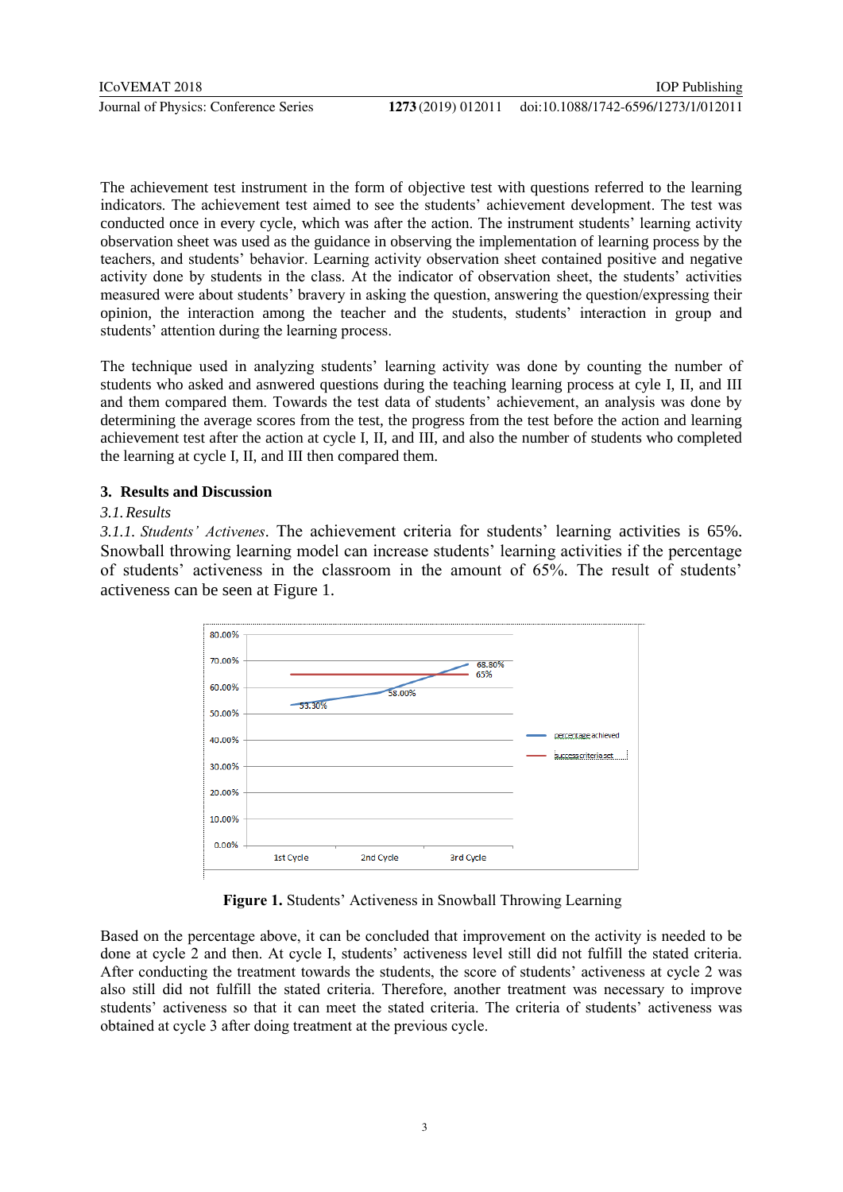The achievement test instrument in the form of objective test with questions referred to the learning indicators. The achievement test aimed to see the students' achievement development. The test was conducted once in every cycle, which was after the action. The instrument students' learning activity observation sheet was used as the guidance in observing the implementation of learning process by the teachers, and students' behavior. Learning activity observation sheet contained positive and negative activity done by students in the class. At the indicator of observation sheet, the students' activities measured were about students' bravery in asking the question, answering the question/expressing their opinion, the interaction among the teacher and the students, students' interaction in group and students' attention during the learning process.

The technique used in analyzing students' learning activity was done by counting the number of students who asked and asnwered questions during the teaching learning process at cyle I, II, and III and them compared them. Towards the test data of students' achievement, an analysis was done by determining the average scores from the test, the progress from the test before the action and learning achievement test after the action at cycle I, II, and III, and also the number of students who completed the learning at cycle I, II, and III then compared them.

## 3. Results and Discussion

### *3.1. Results*

*3.1.1. Students' Activenes*. The achievement criteria for students' learning activities is 65%. Snowball throwing learning model can increase students' learning activities if the percentage of students' activeness in the classroom in the amount of 65%. The result of students' activeness can be seen at Figure 1.

**Figure 1.** Students' Activeness in Snowball Throwing Learning

Based on the percentage above, it can be concluded that improvement on the activity is needed to be done at cycle 2 and then. At cycle I, students' activeness level still did not fulfill the stated criteria. After conducting the treatment towards the students, the score of students' activeness at cycle 2 was also still did not fulfill the stated criteria. Therefore, another treatment was necessary to improve students' activeness so that it can meet the stated criteria. The criteria of students' activeness was obtained at cycle 3 after doing treatment at the previous cycle.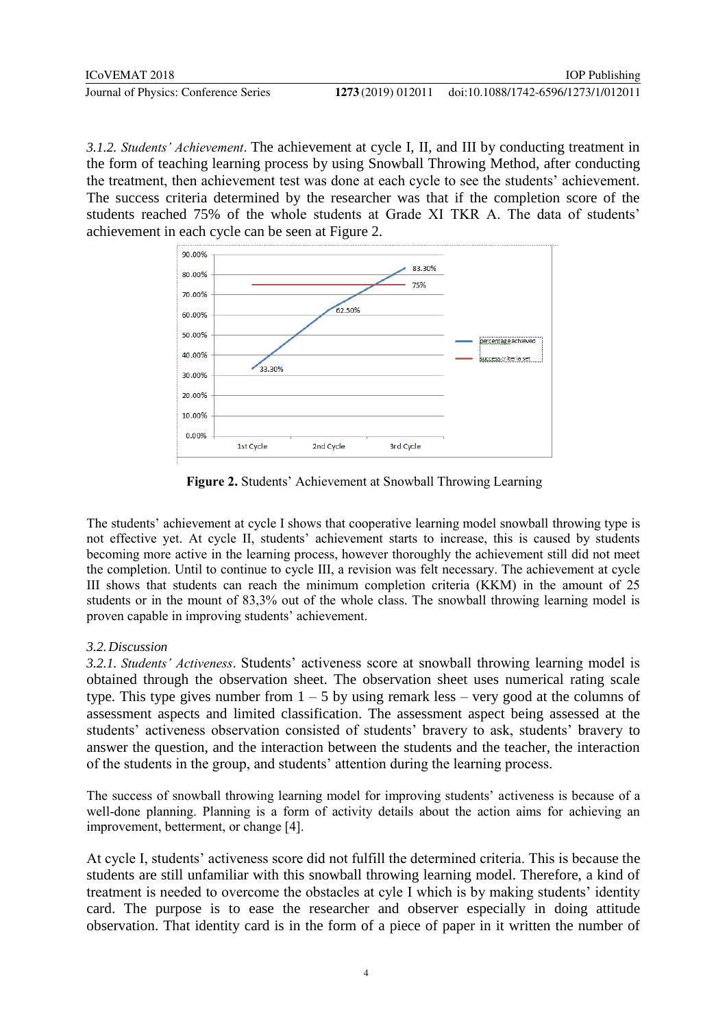*3.1.2. Students' Achievement*. The achievement at cycle I, II, and III by conducting treatment in the form of teaching learning process by using Snowball Throwing Method, after conducting the treatment, then achievement test was done at each cycle to see the students' achievement. The success criteria determined by the researcher was that if the completion score of the students reached 75% of the whole students at Grade XI TKR A. The data of students' achievement in each cycle can be seen at Figure 2.

**Figure 2.** Students' Achievement at Snowball Throwing Learning

The students' achievement at cycle I shows that cooperative learning model snowball throwing type is not effective yet. At cycle II, students' achievement starts to increase, this is caused by students becoming more active in the learning process, however thoroughly the achievement still did not meet the completion. Until to continue to cycle III, a revision was felt necessary. The achievement at cycle III shows that students can reach the minimum completion criteria (KKM) in the amount of 25 students or in the mount of 83,3% out of the whole class. The snowball throwing learning model is proven capable in improving students' achievement.

## 3.2. Discussion

*3.2.1. Students' Activeness*. Students' activeness score at snowball throwing learning model is obtained through the observation sheet. The observation sheet uses numerical rating scale type. This type gives number from 1 – 5 by using remark less – very good at the columns of assessment aspects and limited classification. The assessment aspect being assessed at the students' activeness observation consisted of students' bravery to ask, students' bravery to answer the question, and the interaction between the students and the teacher, the interaction of the students in the group, and students' attention during the learning process.

The success of snowball throwing learning model for improving students' activeness is because of a well-done planning. Planning is a form of activity details about the action aims for achieving an improvement, betterment, or change [4].

At cycle I, students' activeness score did not fulfill the determined criteria. This is because the students are still unfamiliar with this snowball throwing learning model. Therefore, a kind of treatment is needed to overcome the obstacles at cyle I which is by making students' identity card. The purpose is to ease the researcher and observer especially in doing attitude observation. That identity card is in the form of a piece of paper in it written the number of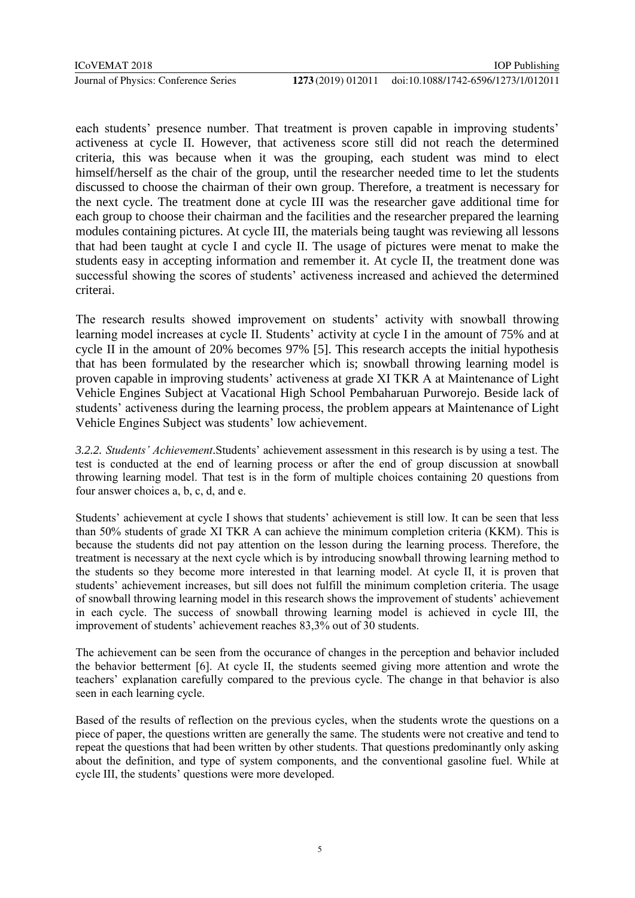each students' presence number. That treatment is proven capable in improving students' activeness at cycle II. However, that activeness score still did not reach the determined criteria, this was because when it was the grouping, each student was mind to elect himself/herself as the chair of the group, until the researcher needed time to let the students discussed to choose the chairman of their own group. Therefore, a treatment is necessary for the next cycle. The treatment done at cycle III was the researcher gave additional time for each group to choose their chairman and the facilities and the researcher prepared the learning modules containing pictures. At cycle III, the materials being taught was reviewing all lessons that had been taught at cycle I and cycle II. The usage of pictures were menat to make the students easy in accepting information and remember it. At cycle II, the treatment done was successful showing the scores of students' activeness increased and achieved the determined criterai.

The research results showed improvement on students' activity with snowball throwing learning model increases at cycle II. Students' activity at cycle I in the amount of 75% and at cycle II in the amount of 20% becomes 97% [5]. This research accepts the initial hypothesis that has been formulated by the researcher which is; snowball throwing learning model is proven capable in improving students' activeness at grade XI TKR A at Maintenance of Light Vehicle Engines Subject at Vacational High School Pembaharuan Purworejo. Beside lack of students' activeness during the learning process, the problem appears at Maintenance of Light Vehicle Engines Subject was students' low achievement.

*3.2.2. Students' Achievement*.Students' achievement assessment in this research is by using a test. The test is conducted at the end of learning process or after the end of group discussion at snowball throwing learning model. That test is in the form of multiple choices containing 20 questions from four answer choices a, b, c, d, and e.

Students' achievement at cycle I shows that students' achievement is still low. It can be seen that less than 50% students of grade XI TKR A can achieve the minimum completion criteria (KKM). This is because the students did not pay attention on the lesson during the learning process. Therefore, the treatment is necessary at the next cycle which is by introducing snowball throwing learning method to the students so they become more interested in that learning model. At cycle II, it is proven that students' achievement increases, but sill does not fulfill the minimum completion criteria. The usage of snowball throwing learning model in this research shows the improvement of students' achievement in each cycle. The success of snowball throwing learning model is achieved in cycle III, the improvement of students' achievement reaches 83,3% out of 30 students.

The achievement can be seen from the occurance of changes in the perception and behavior included the behavior betterment [6]. At cycle II, the students seemed giving more attention and wrote the teachers' explanation carefully compared to the previous cycle. The change in that behavior is also seen in each learning cycle.

Based of the results of reflection on the previous cycles, when the students wrote the questions on a piece of paper, the questions written are generally the same. The students were not creative and tend to repeat the questions that had been written by other students. That questions predominantly only asking about the definition, and type of system components, and the conventional gasoline fuel. While at cycle III, the students' questions were more developed.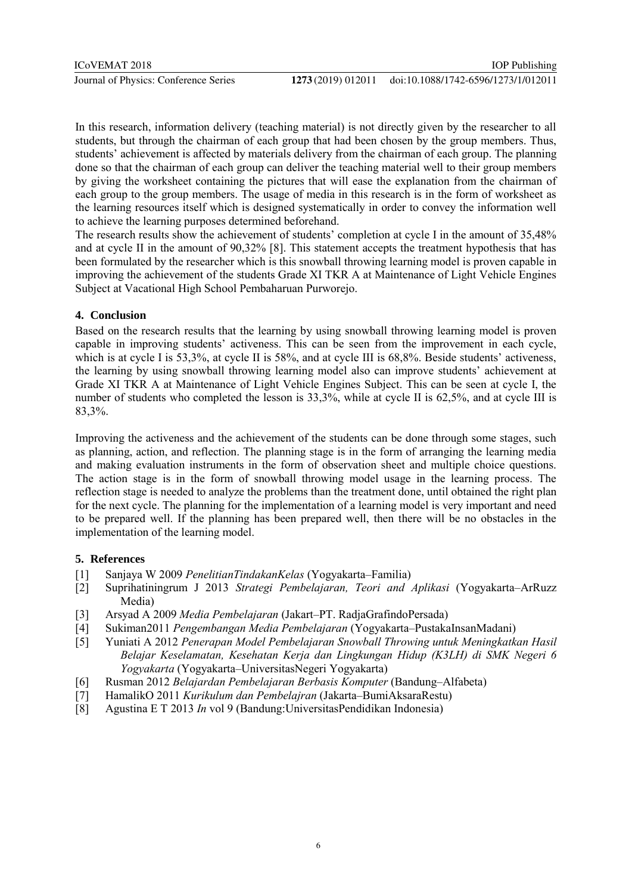In this research, information delivery (teaching material) is not directly given by the researcher to all students, but through the chairman of each group that had been chosen by the group members. Thus, students' achievement is affected by materials delivery from the chairman of each group. The planning done so that the chairman of each group can deliver the teaching material well to their group members by giving the worksheet containing the pictures that will ease the explanation from the chairman of each group to the group members. The usage of media in this research is in the form of worksheet as the learning resources itself which is designed systematically in order to convey the information well to achieve the learning purposes determined beforehand.

The research results show the achievement of students' completion at cycle I in the amount of 35,48% and at cycle II in the amount of 90,32% [8]. This statement accepts the treatment hypothesis that has been formulated by the researcher which is this snowball throwing learning model is proven capable in improving the achievement of the students Grade XI TKR A at Maintenance of Light Vehicle Engines Subject at Vacational High School Pembaharuan Purworejo.

## 4. Conclusion

Based on the research results that the learning by using snowball throwing learning model is proven capable in improving students' activeness. This can be seen from the improvement in each cycle, which is at cycle I is 53,3%, at cycle II is 58%, and at cycle III is 68,8%. Beside students' activeness, the learning by using snowball throwing learning model also can improve students' achievement at Grade XI TKR A at Maintenance of Light Vehicle Engines Subject. This can be seen at cycle I, the number of students who completed the lesson is 33,3%, while at cycle II is 62,5%, and at cycle III is 83,3%.

Improving the activeness and the achievement of the students can be done through some stages, such as planning, action, and reflection. The planning stage is in the form of arranging the learning media and making evaluation instruments in the form of observation sheet and multiple choice questions. The action stage is in the form of snowball throwing model usage in the learning process. The reflection stage is needed to analyze the problems than the treatment done, until obtained the right plan for the next cycle. The planning for the implementation of a learning model is very important and need to be prepared well. If the planning has been prepared well, then there will be no obstacles in the implementation of the learning model.

## 5. References

[1] Sanjaya W 2009 *PenelitianTindakanKelas* (Yogyakarta–Familia)

[2] Suprihatiningrum J 2013 *Strategi Pembelajaran, Teori and Aplikasi* (Yogyakarta–ArRuzz Media)

[3] Arsyad A 2009 *Media Pembelajaran* (Jakart–PT. RadjaGrafindoPersada)

[4] Sukiman2011 *Pengembangan Media Pembelajaran* (Yogyakarta–PustakaInsanMadani)

[5] Yuniati A 2012 *Penerapan Model Pembelajaran Snowball Throwing untuk Meningkatkan Hasil Belajar Keselamatan, Kesehatan Kerja dan Lingkungan Hidup (K3LH) di SMK Negeri 6 Yogyakarta* (Yogyakarta–UniversitasNegeri Yogyakarta)

[6] Rusman 2012 *Belajardan Pembelajaran Berbasis Komputer* (Bandung–Alfabeta)

[7] HamalikO 2011 *Kurikulum dan Pembelajran* (Jakarta–BumiAksaraRestu)

[8] Agustina E T 2013 *In* vol 9 (Bandung:UniversitasPendidikan Indonesia)